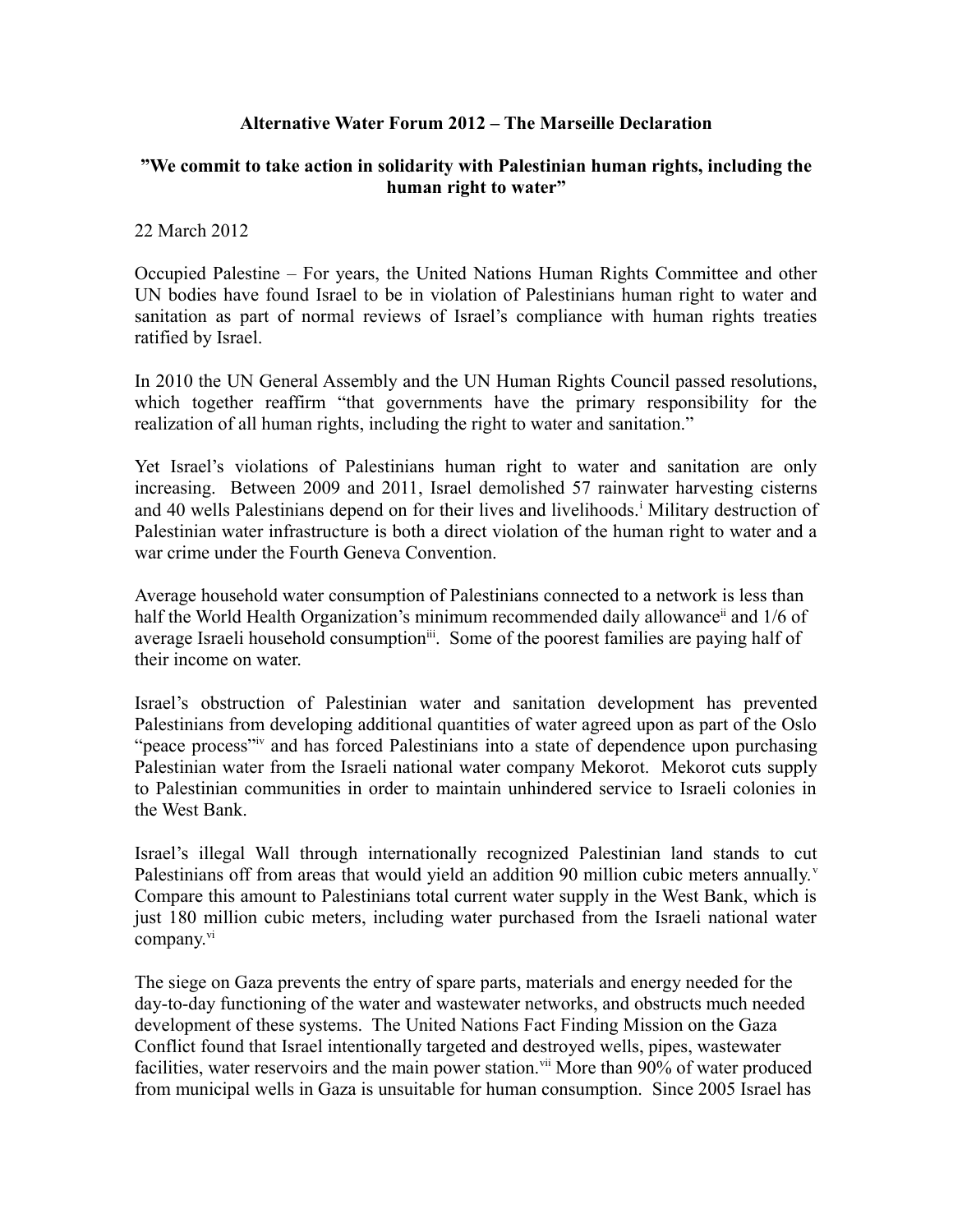**Alternative Water Forum 2012 – The Marseille Declaration**

**"We commit to take action in solidarity with Palestinian human rights, including the human right to water"**

22 March 2012

Occupied Palestine – For years, the United Nations Human Rights Committee and other UN bodies have found Israel to be in violation of Palestinians human right to water and sanitation as part of normal reviews of Israel's compliance with human rights treaties ratified by Israel.

In 2010 the UN General Assembly and the UN Human Rights Council passed resolutions, which together reaffirm "that governments have the primary responsibility for the realization of all human rights, including the right to water and sanitation."

Yet Israel's violations of Palestinians human right to water and sanitation are only increasing. Between 2009 and 2011, Israel demolished 57 rainwater harvesting cisterns and 40 wells Palestinians depend on for their lives and livelihoods.[i] Military destruction of Palestinian water infrastructure is both a direct violation of the human right to water and a war crime under the Fourth Geneva Convention.

Average household water consumption of Palestinians connected to a network is less than half the World Health Organization's minimum recommended daily allowance[ii] and 1/6 of average Israeli household consumption[iii]. Some of the poorest families are paying half of their income on water.

Israel's obstruction of Palestinian water and sanitation development has prevented Palestinians from developing additional quantities of water agreed upon as part of the Oslo "peace process"[iv] and has forced Palestinians into a state of dependence upon purchasing Palestinian water from the Israeli national water company Mekorot. Mekorot cuts supply to Palestinian communities in order to maintain unhindered service to Israeli colonies in the West Bank.

Israel's illegal Wall through internationally recognized Palestinian land stands to cut Palestinians off from areas that would yield an addition 90 million cubic meters annually.[v] Compare this amount to Palestinians total current water supply in the West Bank, which is just 180 million cubic meters, including water purchased from the Israeli national water company.[vi]

The siege on Gaza prevents the entry of spare parts, materials and energy needed for the day-to-day functioning of the water and wastewater networks, and obstructs much needed development of these systems. The United Nations Fact Finding Mission on the Gaza Conflict found that Israel intentionally targeted and destroyed wells, pipes, wastewater facilities, water reservoirs and the main power station.[vii] More than 90% of water produced from municipal wells in Gaza is unsuitable for human consumption. Since 2005 Israel has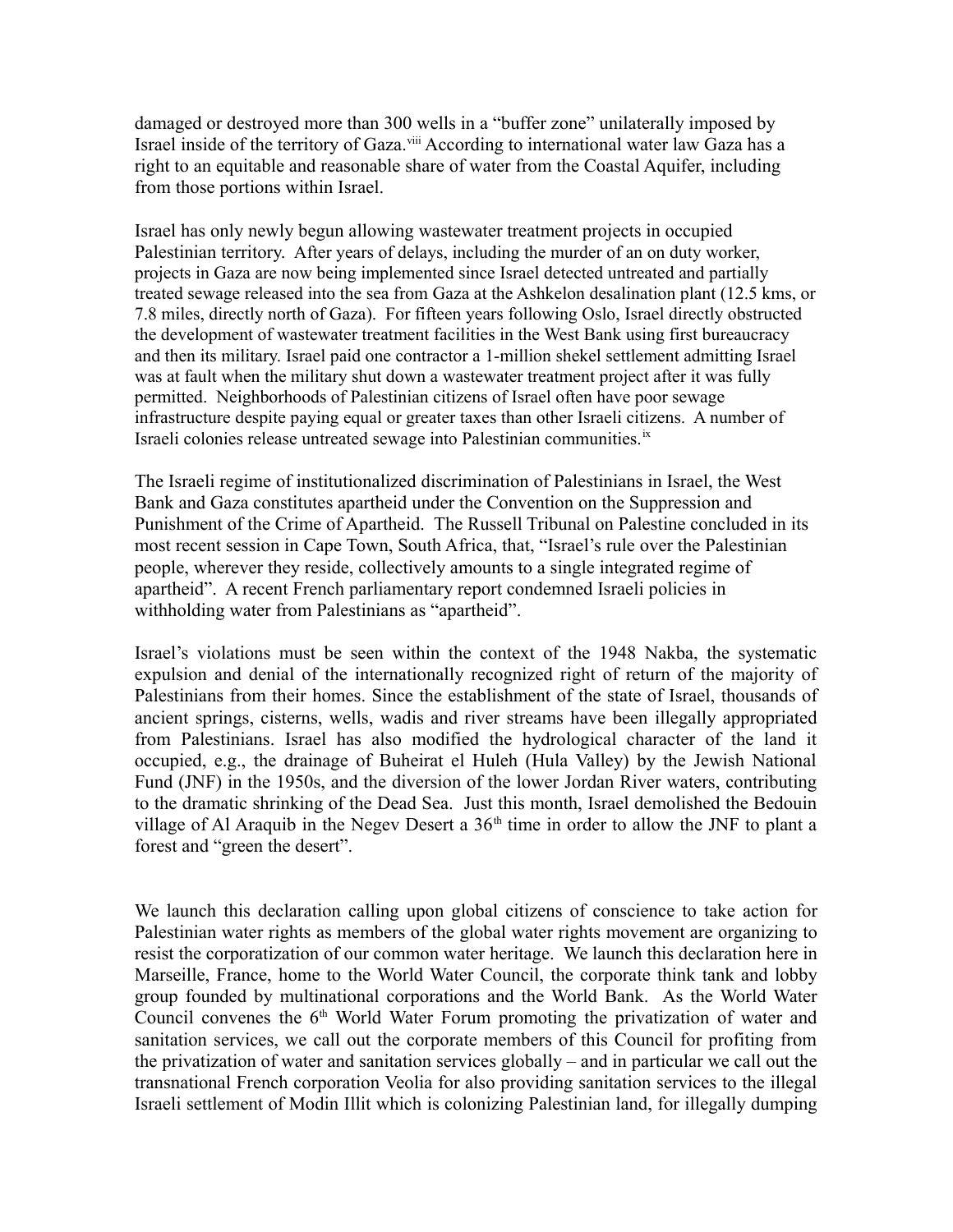damaged or destroyed more than 300 wells in a "buffer zone" unilaterally imposed by Israel inside of the territory of Gaza.[viii] According to international water law Gaza has a right to an equitable and reasonable share of water from the Coastal Aquifer, including from those portions within Israel.

Israel has only newly begun allowing wastewater treatment projects in occupied Palestinian territory. After years of delays, including the murder of an on duty worker, projects in Gaza are now being implemented since Israel detected untreated and partially treated sewage released into the sea from Gaza at the Ashkelon desalination plant (12.5 kms, or 7.8 miles, directly north of Gaza). For fifteen years following Oslo, Israel directly obstructed the development of wastewater treatment facilities in the West Bank using first bureaucracy and then its military. Israel paid one contractor a 1-million shekel settlement admitting Israel was at fault when the military shut down a wastewater treatment project after it was fully permitted. Neighborhoods of Palestinian citizens of Israel often have poor sewage infrastructure despite paying equal or greater taxes than other Israeli citizens. A number of Israeli colonies release untreated sewage into Palestinian communities.[ix]

The Israeli regime of institutionalized discrimination of Palestinians in Israel, the West Bank and Gaza constitutes apartheid under the Convention on the Suppression and Punishment of the Crime of Apartheid. The Russell Tribunal on Palestine concluded in its most recent session in Cape Town, South Africa, that, "Israel's rule over the Palestinian people, wherever they reside, collectively amounts to a single integrated regime of apartheid". A recent French parliamentary report condemned Israeli policies in withholding water from Palestinians as "apartheid".

Israel's violations must be seen within the context of the 1948 Nakba, the systematic expulsion and denial of the internationally recognized right of return of the majority of Palestinians from their homes. Since the establishment of the state of Israel, thousands of ancient springs, cisterns, wells, wadis and river streams have been illegally appropriated from Palestinians. Israel has also modified the hydrological character of the land it occupied, e.g., the drainage of Buheirat el Huleh (Hula Valley) by the Jewish National Fund (JNF) in the 1950s, and the diversion of the lower Jordan River waters, contributing to the dramatic shrinking of the Dead Sea. Just this month, Israel demolished the Bedouin village of Al Araquib in the Negev Desert a 36th time in order to allow the JNF to plant a forest and "green the desert".

We launch this declaration calling upon global citizens of conscience to take action for Palestinian water rights as members of the global water rights movement are organizing to resist the corporatization of our common water heritage. We launch this declaration here in Marseille, France, home to the World Water Council, the corporate think tank and lobby group founded by multinational corporations and the World Bank. As the World Water Council convenes the 6th World Water Forum promoting the privatization of water and sanitation services, we call out the corporate members of this Council for profiting from the privatization of water and sanitation services globally – and in particular we call out the transnational French corporation Veolia for also providing sanitation services to the illegal Israeli settlement of Modin Illit which is colonizing Palestinian land, for illegally dumping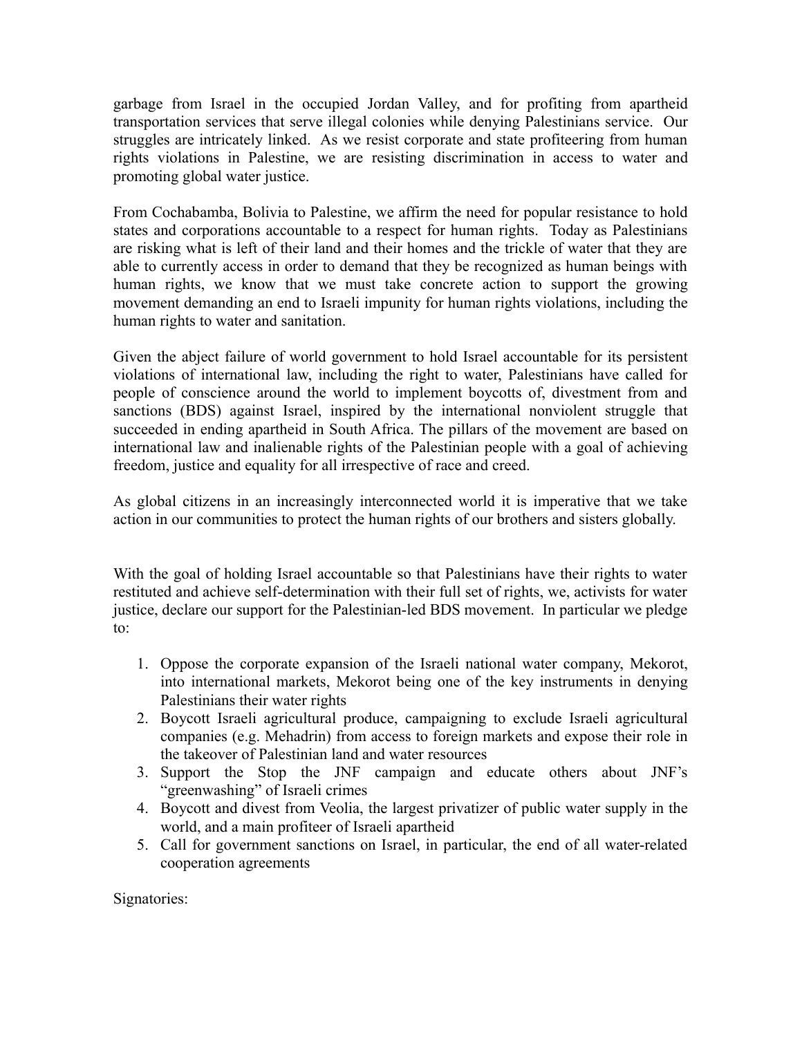garbage from Israel in the occupied Jordan Valley, and for profiting from apartheid transportation services that serve illegal colonies while denying Palestinians service. Our struggles are intricately linked. As we resist corporate and state profiteering from human rights violations in Palestine, we are resisting discrimination in access to water and promoting global water justice.

From Cochabamba, Bolivia to Palestine, we affirm the need for popular resistance to hold states and corporations accountable to a respect for human rights. Today as Palestinians are risking what is left of their land and their homes and the trickle of water that they are able to currently access in order to demand that they be recognized as human beings with human rights, we know that we must take concrete action to support the growing movement demanding an end to Israeli impunity for human rights violations, including the human rights to water and sanitation.

Given the abject failure of world government to hold Israel accountable for its persistent violations of international law, including the right to water, Palestinians have called for people of conscience around the world to implement boycotts of, divestment from and sanctions (BDS) against Israel, inspired by the international nonviolent struggle that succeeded in ending apartheid in South Africa. The pillars of the movement are based on international law and inalienable rights of the Palestinian people with a goal of achieving freedom, justice and equality for all irrespective of race and creed.

As global citizens in an increasingly interconnected world it is imperative that we take action in our communities to protect the human rights of our brothers and sisters globally.

With the goal of holding Israel accountable so that Palestinians have their rights to water restituted and achieve self-determination with their full set of rights, we, activists for water justice, declare our support for the Palestinian-led BDS movement. In particular we pledge to:

1. Oppose the corporate expansion of the Israeli national water company, Mekorot, into international markets, Mekorot being one of the key instruments in denying Palestinians their water rights
2. Boycott Israeli agricultural produce, campaigning to exclude Israeli agricultural companies (e.g. Mehadrin) from access to foreign markets and expose their role in the takeover of Palestinian land and water resources
3. Support the Stop the JNF campaign and educate others about JNF's "greenwashing" of Israeli crimes
4. Boycott and divest from Veolia, the largest privatizer of public water supply in the world, and a main profiteer of Israeli apartheid
5. Call for government sanctions on Israel, in particular, the end of all water-related cooperation agreements

Signatories: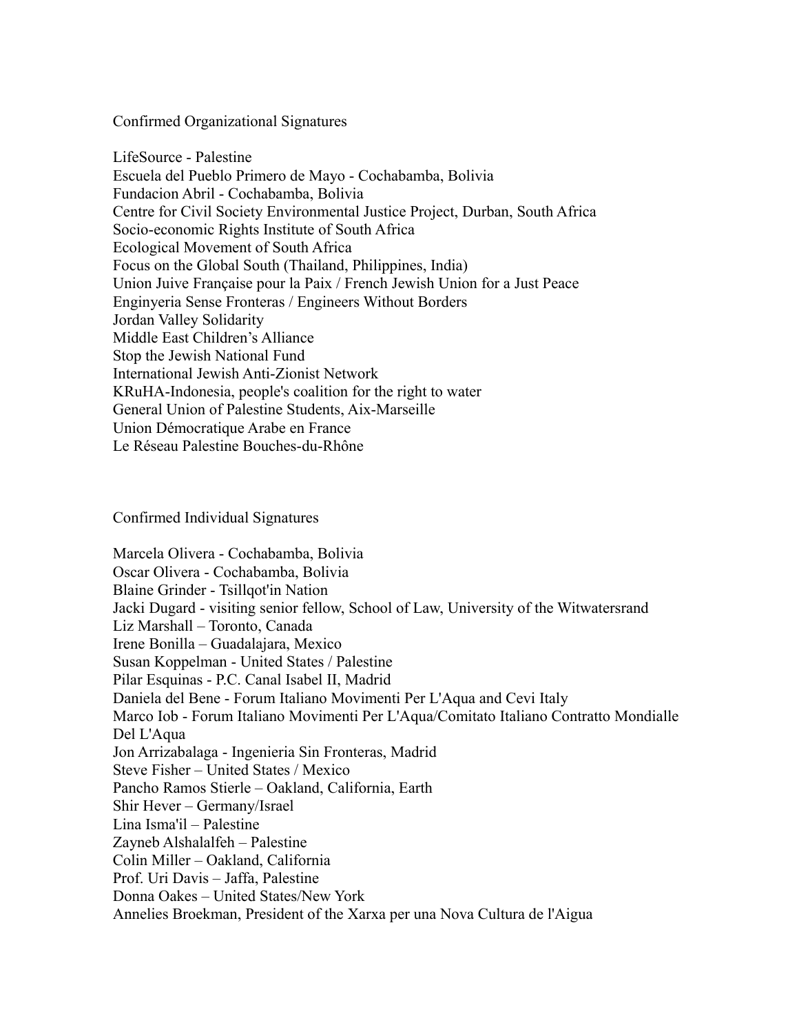Confirmed Organizational Signatures

LifeSource - Palestine
Escuela del Pueblo Primero de Mayo - Cochabamba, Bolivia
Fundacion Abril - Cochabamba, Bolivia
Centre for Civil Society Environmental Justice Project, Durban, South Africa
Socio-economic Rights Institute of South Africa
Ecological Movement of South Africa
Focus on the Global South (Thailand, Philippines, India)
Union Juive Française pour la Paix / French Jewish Union for a Just Peace
Enginyeria Sense Fronteras / Engineers Without Borders
Jordan Valley Solidarity
Middle East Children's Alliance
Stop the Jewish National Fund
International Jewish Anti-Zionist Network
KRuHA-Indonesia, people's coalition for the right to water
General Union of Palestine Students, Aix-Marseille
Union Démocratique Arabe en France
Le Réseau Palestine Bouches-du-Rhône

Confirmed Individual Signatures

Marcela Olivera - Cochabamba, Bolivia
Oscar Olivera - Cochabamba, Bolivia
Blaine Grinder - Tsillqot'in Nation
Jacki Dugard - visiting senior fellow, School of Law, University of the Witwatersrand
Liz Marshall – Toronto, Canada
Irene Bonilla – Guadalajara, Mexico
Susan Koppelman - United States / Palestine
Pilar Esquinas - P.C. Canal Isabel II, Madrid
Daniela del Bene - Forum Italiano Movimenti Per L'Aqua and Cevi Italy
Marco Iob - Forum Italiano Movimenti Per L'Aqua/Comitato Italiano Contratto Mondialle Del L'Aqua
Jon Arrizabalaga - Ingenieria Sin Fronteras, Madrid
Steve Fisher – United States / Mexico
Pancho Ramos Stierle – Oakland, California, Earth
Shir Hever – Germany/Israel
Lina Isma'il – Palestine
Zayneb Alshalalfeh – Palestine
Colin Miller – Oakland, California
Prof. Uri Davis – Jaffa, Palestine
Donna Oakes – United States/New York
Annelies Broekman, President of the Xarxa per una Nova Cultura de l'Aigua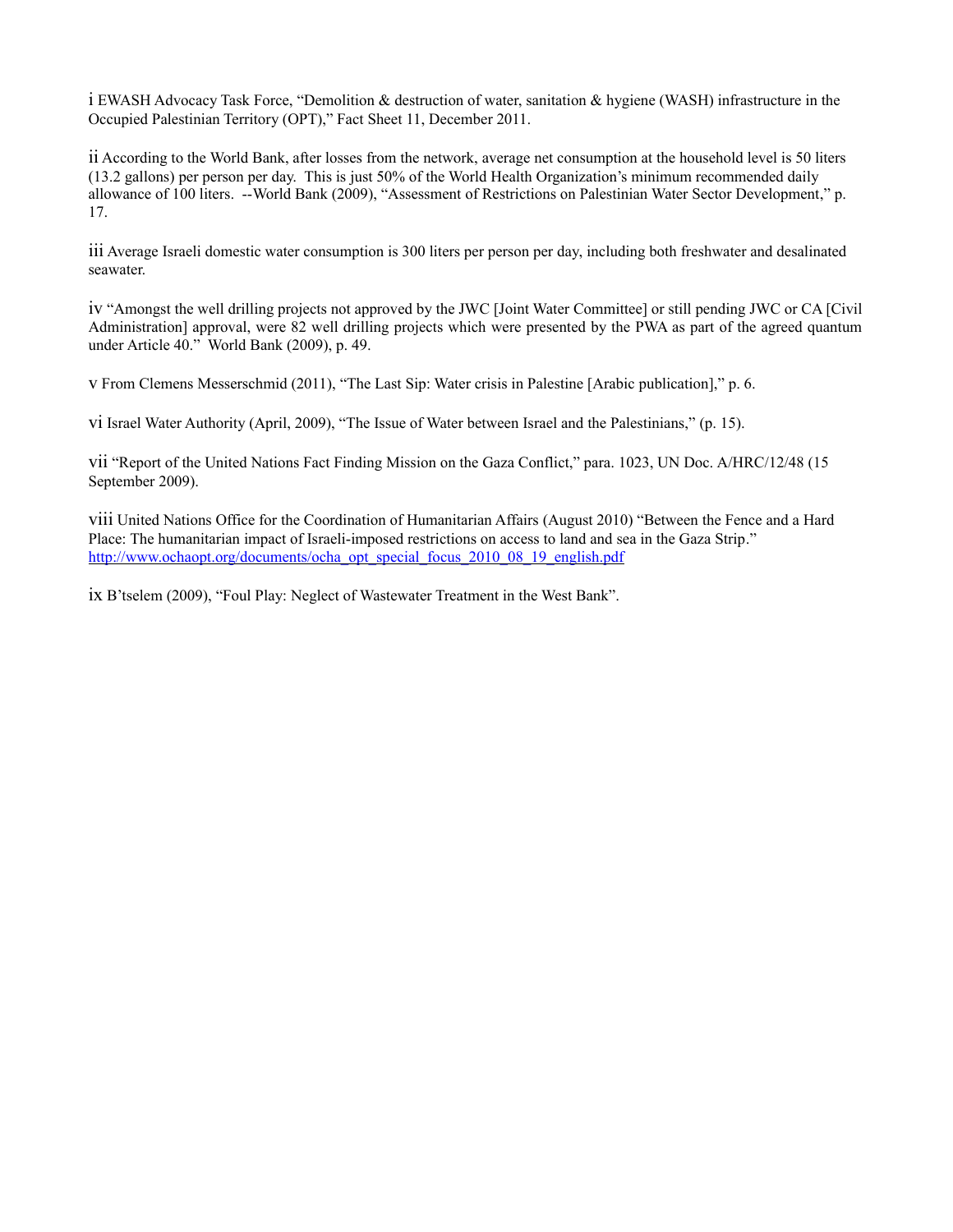i EWASH Advocacy Task Force, "Demolition & destruction of water, sanitation & hygiene (WASH) infrastructure in the Occupied Palestinian Territory (OPT)," Fact Sheet 11, December 2011.

ii According to the World Bank, after losses from the network, average net consumption at the household level is 50 liters (13.2 gallons) per person per day. This is just 50% of the World Health Organization's minimum recommended daily allowance of 100 liters. --World Bank (2009), "Assessment of Restrictions on Palestinian Water Sector Development," p. 17.

iii Average Israeli domestic water consumption is 300 liters per person per day, including both freshwater and desalinated seawater.

iv "Amongst the well drilling projects not approved by the JWC [Joint Water Committee] or still pending JWC or CA [Civil Administration] approval, were 82 well drilling projects which were presented by the PWA as part of the agreed quantum under Article 40." World Bank (2009), p. 49.

v From Clemens Messerschmid (2011), "The Last Sip: Water crisis in Palestine [Arabic publication]," p. 6.

vi Israel Water Authority (April, 2009), "The Issue of Water between Israel and the Palestinians," (p. 15).

vii "Report of the United Nations Fact Finding Mission on the Gaza Conflict," para. 1023, UN Doc. A/HRC/12/48 (15 September 2009).

viii United Nations Office for the Coordination of Humanitarian Affairs (August 2010) "Between the Fence and a Hard Place: The humanitarian impact of Israeli-imposed restrictions on access to land and sea in the Gaza Strip." http://www.ochaopt.org/documents/ocha_opt_special_focus_2010_08_19_english.pdf

ix B'tselem (2009), "Foul Play: Neglect of Wastewater Treatment in the West Bank".